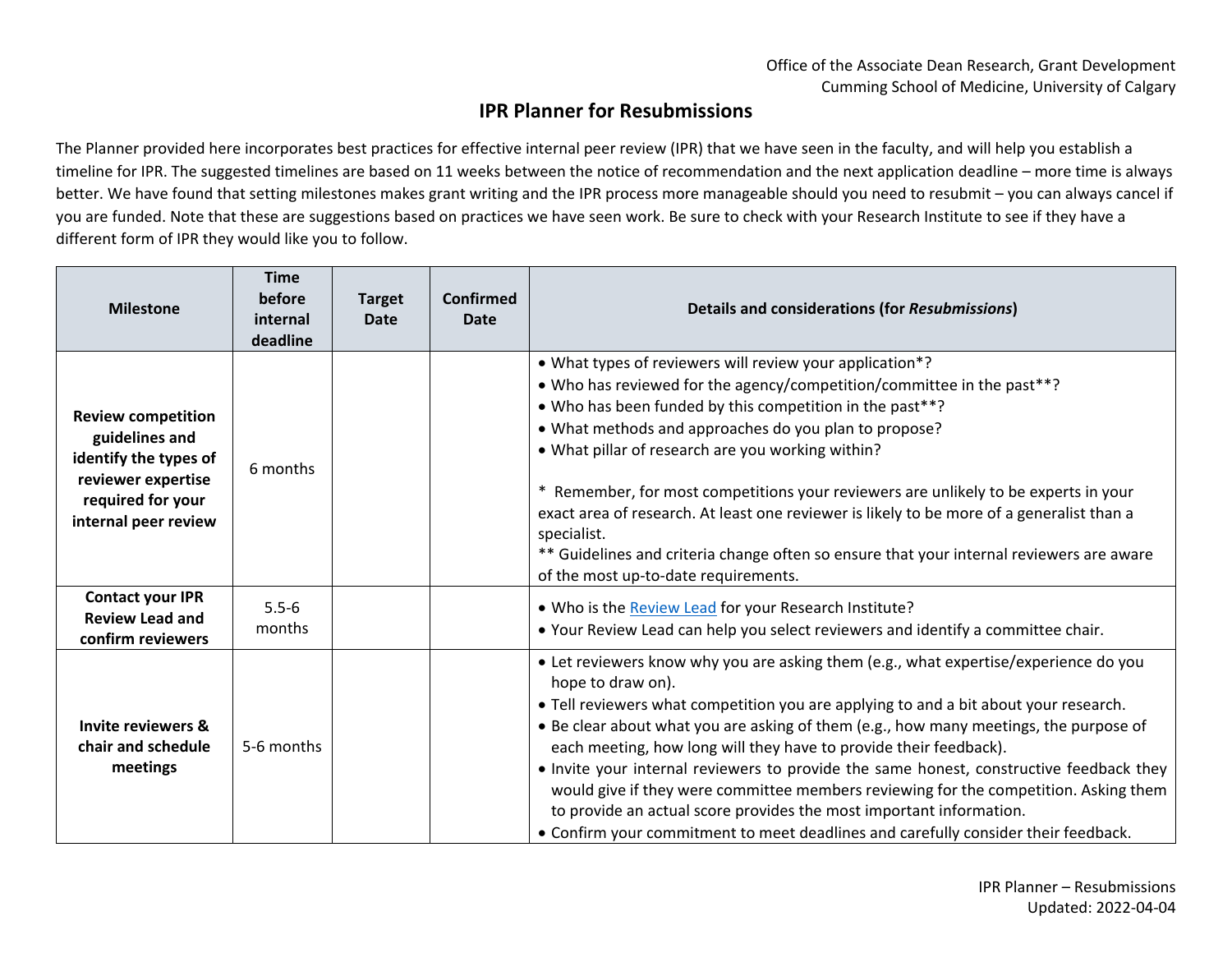Office of the Associate Dean Research, Grant Development
Cumming School of Medicine, University of Calgary

# IPR Planner for Resubmissions

The Planner provided here incorporates best practices for effective internal peer review (IPR) that we have seen in the faculty, and will help you establish a timeline for IPR. The suggested timelines are based on 11 weeks between the notice of recommendation and the next application deadline – more time is always better. We have found that setting milestones makes grant writing and the IPR process more manageable should you need to resubmit – you can always cancel if you are funded. Note that these are suggestions based on practices we have seen work. Be sure to check with your Research Institute to see if they have a different form of IPR they would like you to follow.

| Milestone | Time before internal deadline | Target Date | Confirmed Date | Details and considerations (for *Resubmissions*) |
|---|---|---|---|---|
| **Review competition guidelines and identify the types of reviewer expertise required for your internal peer review** | 6 months | | | • What types of reviewers will review your application*?<br>• Who has reviewed for the agency/competition/committee in the past**?<br>• Who has been funded by this competition in the past**?<br>• What methods and approaches do you plan to propose?<br>• What pillar of research are you working within?<br><br>* Remember, for most competitions your reviewers are unlikely to be experts in your exact area of research. At least one reviewer is likely to be more of a generalist than a specialist.<br>** Guidelines and criteria change often so ensure that your internal reviewers are aware of the most up-to-date requirements. |
| **Contact your IPR Review Lead and confirm reviewers** | 5.5-6 months | | | • Who is the Review Lead for your Research Institute?<br>• Your Review Lead can help you select reviewers and identify a committee chair. |
| **Invite reviewers & chair and schedule meetings** | 5-6 months | | | • Let reviewers know why you are asking them (e.g., what expertise/experience do you hope to draw on).<br>• Tell reviewers what competition you are applying to and a bit about your research.<br>• Be clear about what you are asking of them (e.g., how many meetings, the purpose of each meeting, how long will they have to provide their feedback).<br>• Invite your internal reviewers to provide the same honest, constructive feedback they would give if they were committee members reviewing for the competition. Asking them to provide an actual score provides the most important information.<br>• Confirm your commitment to meet deadlines and carefully consider their feedback. |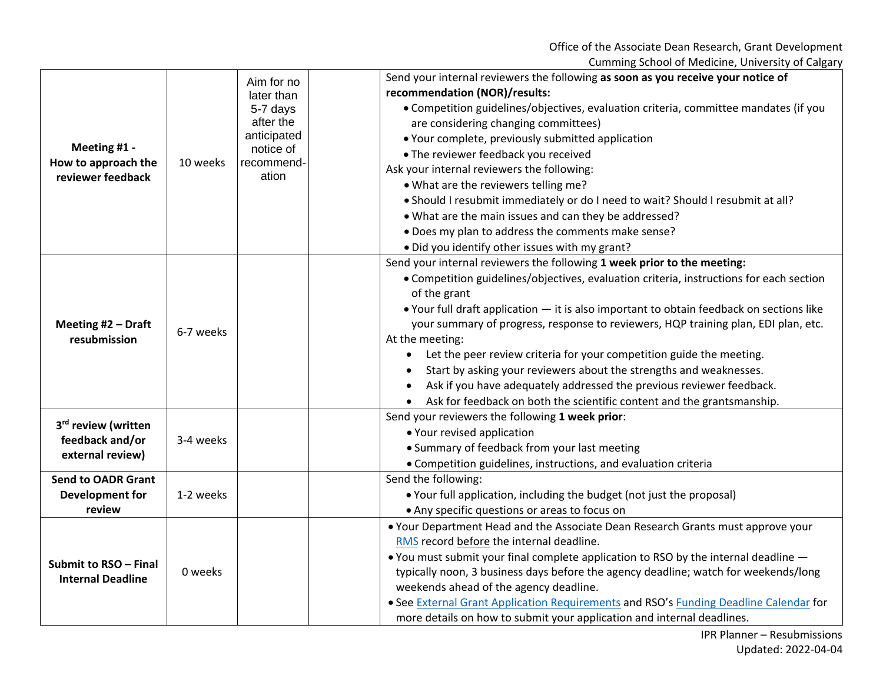| | | | | |
|---|---|---|---|---|
| **Meeting #1 - How to approach the reviewer feedback** | 10 weeks | Aim for no later than 5-7 days after the anticipated notice of recommendation | | Send your internal reviewers the following **as soon as you receive your notice of recommendation (NOR)/results:**<br>• Competition guidelines/objectives, evaluation criteria, committee mandates (if you are considering changing committees)<br>• Your complete, previously submitted application<br>• The reviewer feedback you received<br>Ask your internal reviewers the following:<br>• What are the reviewers telling me?<br>• Should I resubmit immediately or do I need to wait? Should I resubmit at all?<br>• What are the main issues and can they be addressed?<br>• Does my plan to address the comments make sense?<br>• Did you identify other issues with my grant? |
| **Meeting #2 – Draft resubmission** | 6-7 weeks | | | Send your internal reviewers the following **1 week prior to the meeting:**<br>• Competition guidelines/objectives, evaluation criteria, instructions for each section of the grant<br>• Your full draft application — it is also important to obtain feedback on sections like your summary of progress, response to reviewers, HQP training plan, EDI plan, etc.<br>At the meeting:<br>• Let the peer review criteria for your competition guide the meeting.<br>• Start by asking your reviewers about the strengths and weaknesses.<br>• Ask if you have adequately addressed the previous reviewer feedback.<br>• Ask for feedback on both the scientific content and the grantsmanship. |
| **3rd review (written feedback and/or external review)** | 3-4 weeks | | | Send your reviewers the following **1 week prior**:<br>• Your revised application<br>• Summary of feedback from your last meeting<br>• Competition guidelines, instructions, and evaluation criteria |
| **Send to OADR Grant Development for review** | 1-2 weeks | | | Send the following:<br>• Your full application, including the budget (not just the proposal)<br>• Any specific questions or areas to focus on |
| **Submit to RSO – Final Internal Deadline** | 0 weeks | | | • Your Department Head and the Associate Dean Research Grants must approve your RMS record before the internal deadline.<br>• You must submit your final complete application to RSO by the internal deadline — typically noon, 3 business days before the agency deadline; watch for weekends/long weekends ahead of the agency deadline.<br>• See External Grant Application Requirements and RSO's Funding Deadline Calendar for more details on how to submit your application and internal deadlines. |

IPR Planner – Resubmissions
Updated: 2022-04-04